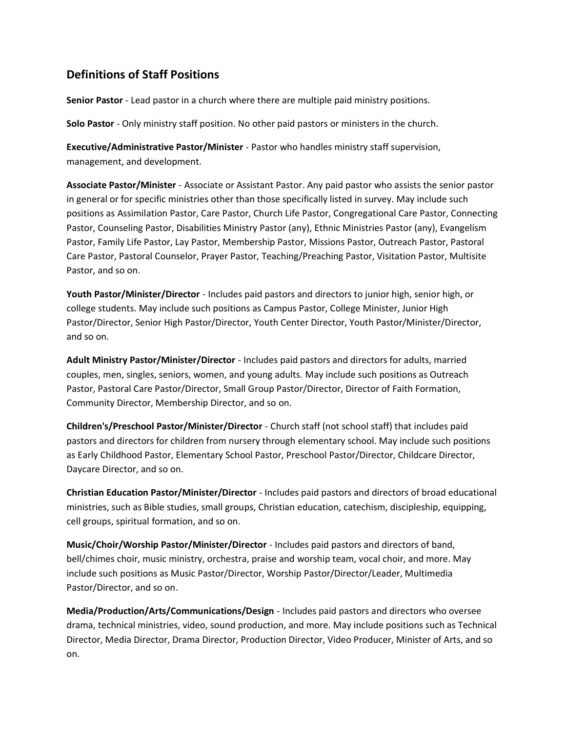## Definitions of Staff Positions

**Senior Pastor** - Lead pastor in a church where there are multiple paid ministry positions.

**Solo Pastor** - Only ministry staff position. No other paid pastors or ministers in the church.

**Executive/Administrative Pastor/Minister** - Pastor who handles ministry staff supervision, management, and development.

**Associate Pastor/Minister** - Associate or Assistant Pastor. Any paid pastor who assists the senior pastor in general or for specific ministries other than those specifically listed in survey. May include such positions as Assimilation Pastor, Care Pastor, Church Life Pastor, Congregational Care Pastor, Connecting Pastor, Counseling Pastor, Disabilities Ministry Pastor (any), Ethnic Ministries Pastor (any), Evangelism Pastor, Family Life Pastor, Lay Pastor, Membership Pastor, Missions Pastor, Outreach Pastor, Pastoral Care Pastor, Pastoral Counselor, Prayer Pastor, Teaching/Preaching Pastor, Visitation Pastor, Multisite Pastor, and so on.

**Youth Pastor/Minister/Director** - Includes paid pastors and directors to junior high, senior high, or college students. May include such positions as Campus Pastor, College Minister, Junior High Pastor/Director, Senior High Pastor/Director, Youth Center Director, Youth Pastor/Minister/Director, and so on.

**Adult Ministry Pastor/Minister/Director** - Includes paid pastors and directors for adults, married couples, men, singles, seniors, women, and young adults. May include such positions as Outreach Pastor, Pastoral Care Pastor/Director, Small Group Pastor/Director, Director of Faith Formation, Community Director, Membership Director, and so on.

**Children's/Preschool Pastor/Minister/Director** - Church staff (not school staff) that includes paid pastors and directors for children from nursery through elementary school. May include such positions as Early Childhood Pastor, Elementary School Pastor, Preschool Pastor/Director, Childcare Director, Daycare Director, and so on.

**Christian Education Pastor/Minister/Director** - Includes paid pastors and directors of broad educational ministries, such as Bible studies, small groups, Christian education, catechism, discipleship, equipping, cell groups, spiritual formation, and so on.

**Music/Choir/Worship Pastor/Minister/Director** - Includes paid pastors and directors of band, bell/chimes choir, music ministry, orchestra, praise and worship team, vocal choir, and more. May include such positions as Music Pastor/Director, Worship Pastor/Director/Leader, Multimedia Pastor/Director, and so on.

**Media/Production/Arts/Communications/Design** - Includes paid pastors and directors who oversee drama, technical ministries, video, sound production, and more. May include positions such as Technical Director, Media Director, Drama Director, Production Director, Video Producer, Minister of Arts, and so on.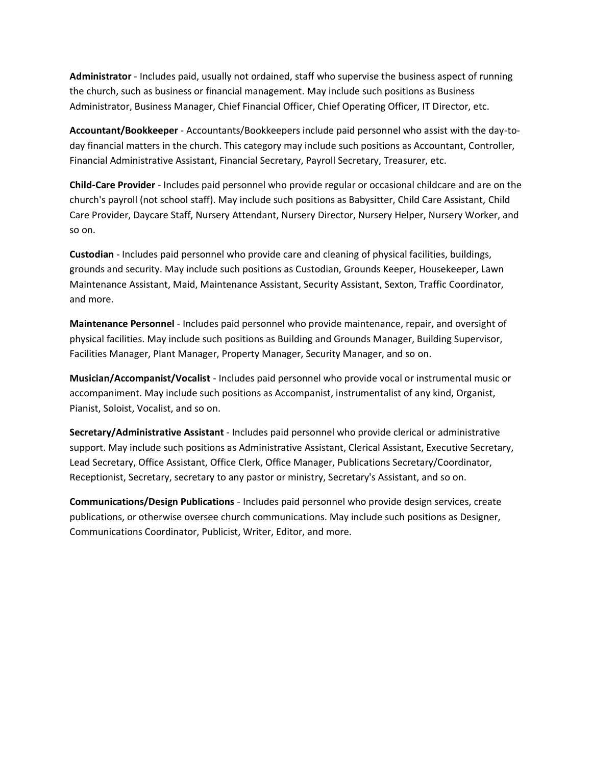**Administrator** - Includes paid, usually not ordained, staff who supervise the business aspect of running the church, such as business or financial management. May include such positions as Business Administrator, Business Manager, Chief Financial Officer, Chief Operating Officer, IT Director, etc.

**Accountant/Bookkeeper** - Accountants/Bookkeepers include paid personnel who assist with the day-to-day financial matters in the church. This category may include such positions as Accountant, Controller, Financial Administrative Assistant, Financial Secretary, Payroll Secretary, Treasurer, etc.

**Child-Care Provider** - Includes paid personnel who provide regular or occasional childcare and are on the church's payroll (not school staff). May include such positions as Babysitter, Child Care Assistant, Child Care Provider, Daycare Staff, Nursery Attendant, Nursery Director, Nursery Helper, Nursery Worker, and so on.

**Custodian** - Includes paid personnel who provide care and cleaning of physical facilities, buildings, grounds and security. May include such positions as Custodian, Grounds Keeper, Housekeeper, Lawn Maintenance Assistant, Maid, Maintenance Assistant, Security Assistant, Sexton, Traffic Coordinator, and more.

**Maintenance Personnel** - Includes paid personnel who provide maintenance, repair, and oversight of physical facilities. May include such positions as Building and Grounds Manager, Building Supervisor, Facilities Manager, Plant Manager, Property Manager, Security Manager, and so on.

**Musician/Accompanist/Vocalist** - Includes paid personnel who provide vocal or instrumental music or accompaniment. May include such positions as Accompanist, instrumentalist of any kind, Organist, Pianist, Soloist, Vocalist, and so on.

**Secretary/Administrative Assistant** - Includes paid personnel who provide clerical or administrative support. May include such positions as Administrative Assistant, Clerical Assistant, Executive Secretary, Lead Secretary, Office Assistant, Office Clerk, Office Manager, Publications Secretary/Coordinator, Receptionist, Secretary, secretary to any pastor or ministry, Secretary's Assistant, and so on.

**Communications/Design Publications** - Includes paid personnel who provide design services, create publications, or otherwise oversee church communications. May include such positions as Designer, Communications Coordinator, Publicist, Writer, Editor, and more.